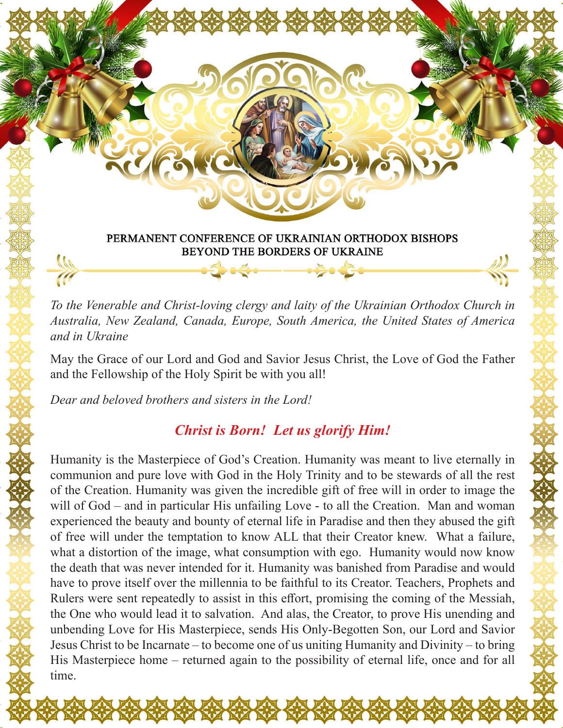PERMANENT CONFERENCE OF UKRAINIAN ORTHODOX BISHOPS
BEYOND THE BORDERS OF UKRAINE

*To the Venerable and Christ-loving clergy and laity of the Ukrainian Orthodox Church in Australia, New Zealand, Canada, Europe, South America, the United States of America and in Ukraine*

May the Grace of our Lord and God and Savior Jesus Christ, the Love of God the Father and the Fellowship of the Holy Spirit be with you all!

*Dear and beloved brothers and sisters in the Lord!*

***Christ is Born! Let us glorify Him!***

Humanity is the Masterpiece of God's Creation. Humanity was meant to live eternally in communion and pure love with God in the Holy Trinity and to be stewards of all the rest of the Creation. Humanity was given the incredible gift of free will in order to image the will of God – and in particular His unfailing Love - to all the Creation. Man and woman experienced the beauty and bounty of eternal life in Paradise and then they abused the gift of free will under the temptation to know ALL that their Creator knew. What a failure, what a distortion of the image, what consumption with ego. Humanity would now know the death that was never intended for it. Humanity was banished from Paradise and would have to prove itself over the millennia to be faithful to its Creator. Teachers, Prophets and Rulers were sent repeatedly to assist in this effort, promising the coming of the Messiah, the One who would lead it to salvation. And alas, the Creator, to prove His unending and unbending Love for His Masterpiece, sends His Only-Begotten Son, our Lord and Savior Jesus Christ to be Incarnate – to become one of us uniting Humanity and Divinity – to bring His Masterpiece home – returned again to the possibility of eternal life, once and for all time.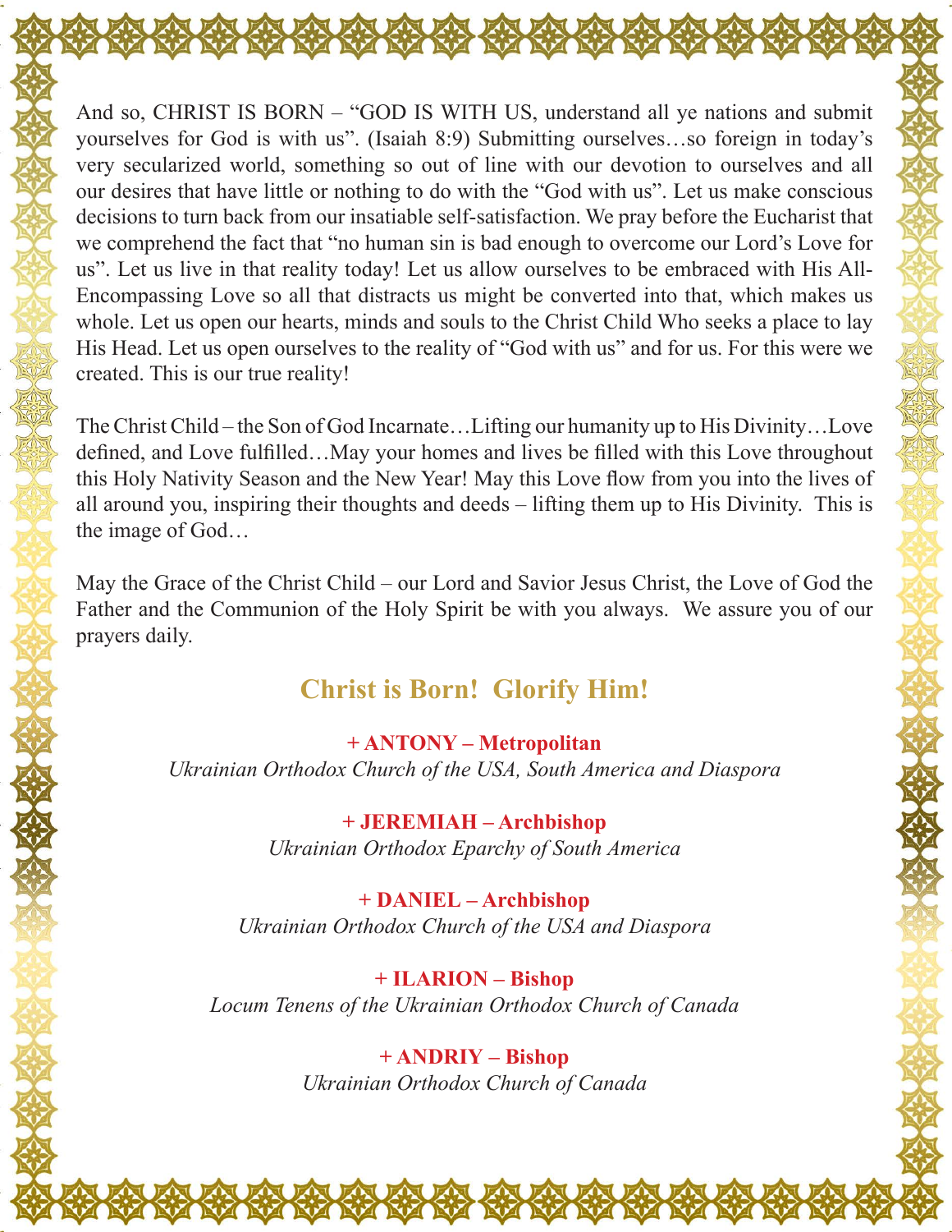And so, CHRIST IS BORN – "GOD IS WITH US, understand all ye nations and submit yourselves for God is with us". (Isaiah 8:9) Submitting ourselves…so foreign in today's very secularized world, something so out of line with our devotion to ourselves and all our desires that have little or nothing to do with the "God with us". Let us make conscious decisions to turn back from our insatiable self-satisfaction. We pray before the Eucharist that we comprehend the fact that "no human sin is bad enough to overcome our Lord's Love for us". Let us live in that reality today! Let us allow ourselves to be embraced with His All-Encompassing Love so all that distracts us might be converted into that, which makes us whole. Let us open our hearts, minds and souls to the Christ Child Who seeks a place to lay His Head. Let us open ourselves to the reality of "God with us" and for us. For this were we created. This is our true reality!

The Christ Child – the Son of God Incarnate…Lifting our humanity up to His Divinity…Love defined, and Love fulfilled…May your homes and lives be filled with this Love throughout this Holy Nativity Season and the New Year! May this Love flow from you into the lives of all around you, inspiring their thoughts and deeds – lifting them up to His Divinity. This is the image of God…

May the Grace of the Christ Child – our Lord and Savior Jesus Christ, the Love of God the Father and the Communion of the Holy Spirit be with you always. We assure you of our prayers daily.

## Christ is Born! Glorify Him!

**+ ANTONY – Metropolitan**
*Ukrainian Orthodox Church of the USA, South America and Diaspora*

**+ JEREMIAH – Archbishop**
*Ukrainian Orthodox Eparchy of South America*

**+ DANIEL – Archbishop**
*Ukrainian Orthodox Church of the USA and Diaspora*

**+ ILARION – Bishop**
*Locum Tenens of the Ukrainian Orthodox Church of Canada*

**+ ANDRIY – Bishop**
*Ukrainian Orthodox Church of Canada*